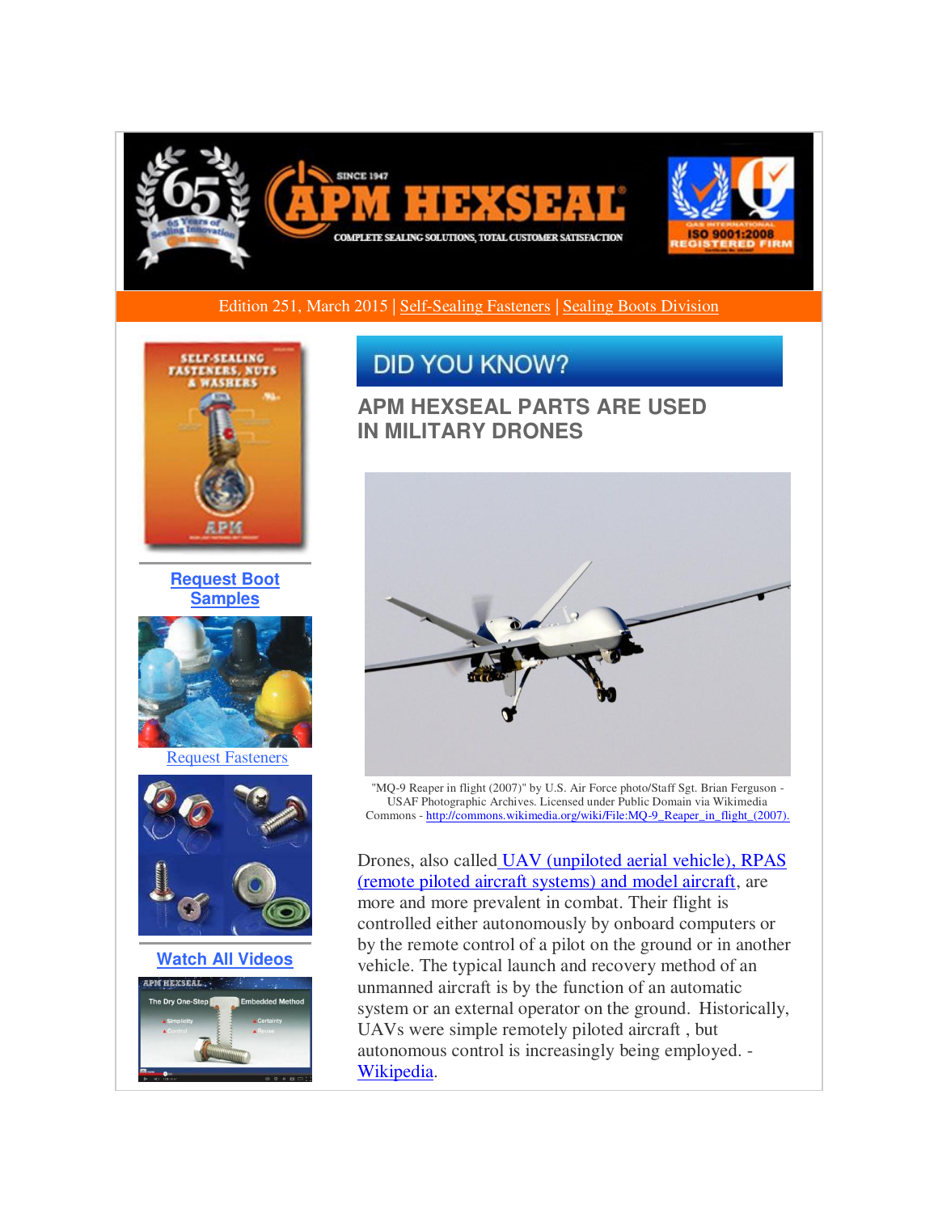Edition 251, March 2015 | Self-Sealing Fasteners | Sealing Boots Division

Request Boot Samples

Request Fasteners

Watch All Videos

# DID YOU KNOW?

## APM HEXSEAL PARTS ARE USED IN MILITARY DRONES

"MQ-9 Reaper in flight (2007)" by U.S. Air Force photo/Staff Sgt. Brian Ferguson - USAF Photographic Archives. Licensed under Public Domain via Wikimedia Commons - http://commons.wikimedia.org/wiki/File:MQ-9_Reaper_in_flight_(2007).

Drones, also called UAV (unpiloted aerial vehicle), RPAS (remote piloted aircraft systems) and model aircraft, are more and more prevalent in combat. Their flight is controlled either autonomously by onboard computers or by the remote control of a pilot on the ground or in another vehicle. The typical launch and recovery method of an unmanned aircraft is by the function of an automatic system or an external operator on the ground. Historically, UAVs were simple remotely piloted aircraft , but autonomous control is increasingly being employed. - Wikipedia.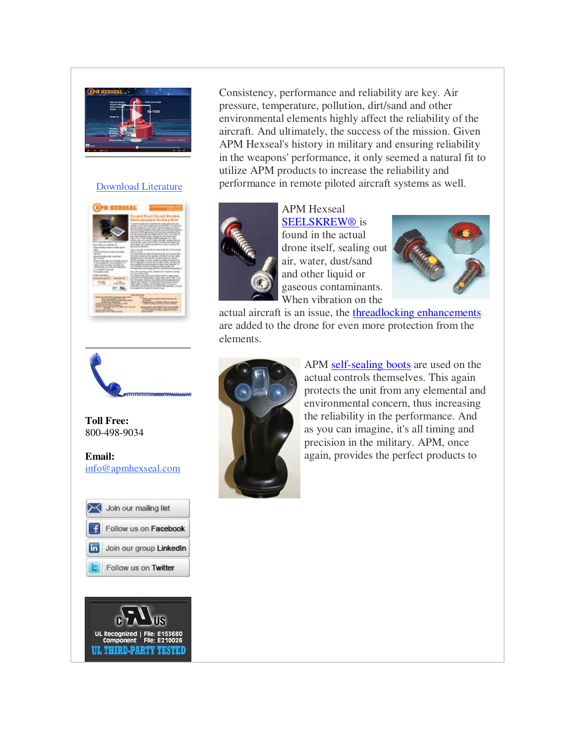Download Literature

**Toll Free:**
800-498-9034

**Email:**
info@apmhexseal.com

Join our mailing list

Follow us on Facebook

Join our group LinkedIn

Follow us on Twitter

Consistency, performance and reliability are key. Air pressure, temperature, pollution, dirt/sand and other environmental elements highly affect the reliability of the aircraft. And ultimately, the success of the mission. Given APM Hexseal's history in military and ensuring reliability in the weapons' performance, it only seemed a natural fit to utilize APM products to increase the reliability and performance in remote piloted aircraft systems as well.

APM Hexseal SEELSKREW® is found in the actual drone itself, sealing out air, water, dust/sand and other liquid or gaseous contaminants. When vibration on the actual aircraft is an issue, the threadlocking enhancements are added to the drone for even more protection from the elements.

APM self-sealing boots are used on the actual controls themselves. This again protects the unit from any elemental and environmental concern, thus increasing the reliability in the performance. And as you can imagine, it's all timing and precision in the military. APM, once again, provides the perfect products to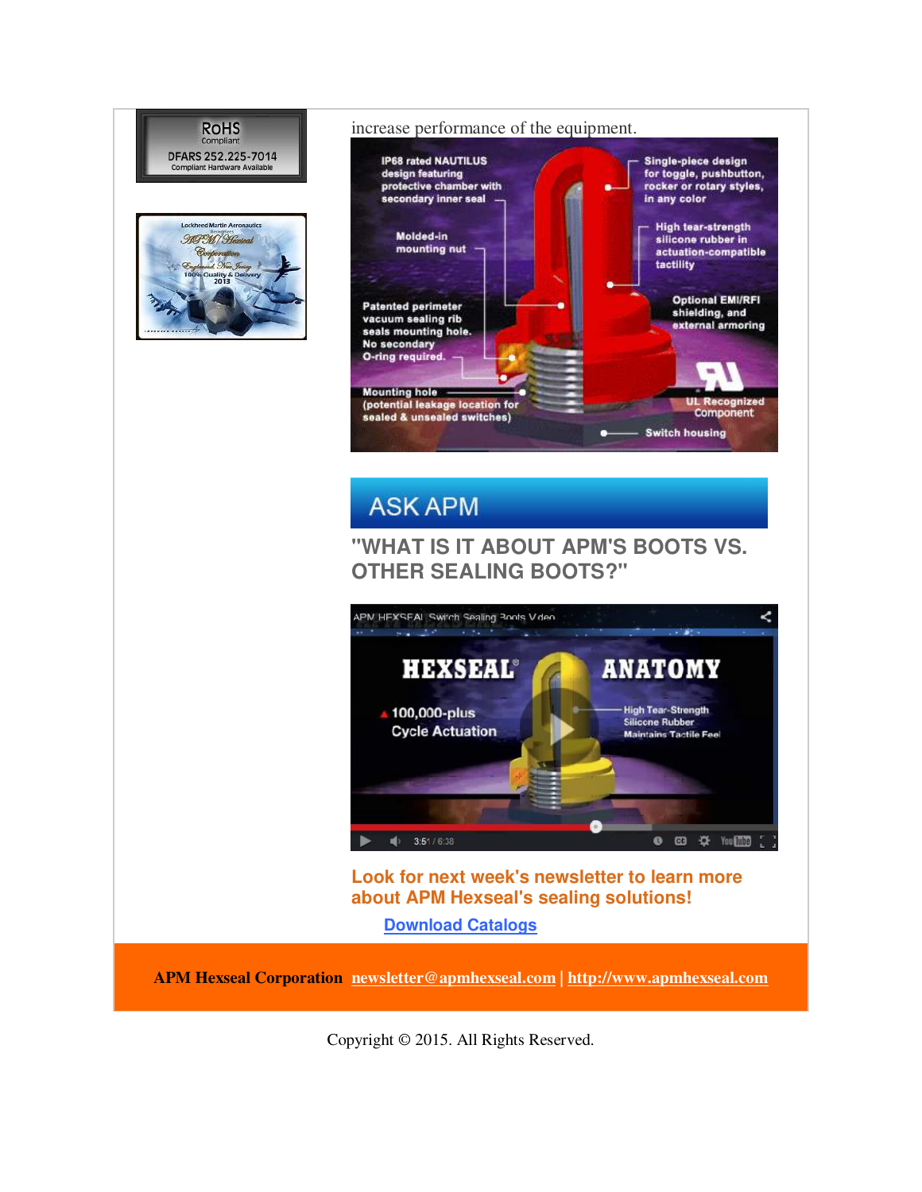increase performance of the equipment.

## ASK APM

### "WHAT IS IT ABOUT APM'S BOOTS VS. OTHER SEALING BOOTS?"

**Look for next week's newsletter to learn more about APM Hexseal's sealing solutions!**

[Download Catalogs]

**APM Hexseal Corporation** newsletter@apmhexseal.com | http://www.apmhexseal.com

Copyright © 2015. All Rights Reserved.